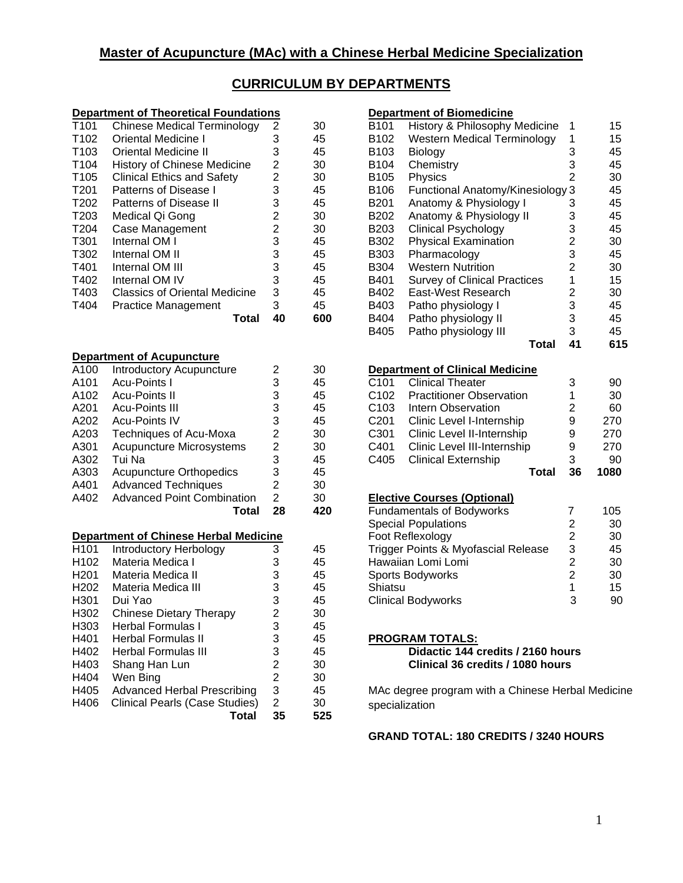# Master of Acupuncture (MAc) with a Chinese Herbal Medicine Specialization

## CURRICULUM BY DEPARTMENTS

### Department of Theoretical Foundations

| Code | Course | Credits | Hours |
|---|---|---|---|
| T101 | Chinese Medical Terminology | 2 | 30 |
| T102 | Oriental Medicine I | 3 | 45 |
| T103 | Oriental Medicine II | 3 | 45 |
| T104 | History of Chinese Medicine | 2 | 30 |
| T105 | Clinical Ethics and Safety | 2 | 30 |
| T201 | Patterns of Disease I | 3 | 45 |
| T202 | Patterns of Disease II | 3 | 45 |
| T203 | Medical Qi Gong | 2 | 30 |
| T204 | Case Management | 2 | 30 |
| T301 | Internal OM I | 3 | 45 |
| T302 | Internal OM II | 3 | 45 |
| T401 | Internal OM III | 3 | 45 |
| T402 | Internal OM IV | 3 | 45 |
| T403 | Classics of Oriental Medicine | 3 | 45 |
| T404 | Practice Management | 3 | 45 |
| | **Total** | **40** | **600** |

### Department of Acupuncture

| Code | Course | Credits | Hours |
|---|---|---|---|
| A100 | Introductory Acupuncture | 2 | 30 |
| A101 | Acu-Points I | 3 | 45 |
| A102 | Acu-Points II | 3 | 45 |
| A201 | Acu-Points III | 3 | 45 |
| A202 | Acu-Points IV | 3 | 45 |
| A203 | Techniques of Acu-Moxa | 2 | 30 |
| A301 | Acupuncture Microsystems | 2 | 30 |
| A302 | Tui Na | 3 | 45 |
| A303 | Acupuncture Orthopedics | 3 | 45 |
| A401 | Advanced Techniques | 2 | 30 |
| A402 | Advanced Point Combination | 2 | 30 |
| | **Total** | **28** | **420** |

### Department of Chinese Herbal Medicine

| Code | Course | Credits | Hours |
|---|---|---|---|
| H101 | Introductory Herbology | 3 | 45 |
| H102 | Materia Medica I | 3 | 45 |
| H201 | Materia Medica II | 3 | 45 |
| H202 | Materia Medica III | 3 | 45 |
| H301 | Dui Yao | 3 | 45 |
| H302 | Chinese Dietary Therapy | 2 | 30 |
| H303 | Herbal Formulas I | 3 | 45 |
| H401 | Herbal Formulas II | 3 | 45 |
| H402 | Herbal Formulas III | 3 | 45 |
| H403 | Shang Han Lun | 2 | 30 |
| H404 | Wen Bing | 2 | 30 |
| H405 | Advanced Herbal Prescribing | 3 | 45 |
| H406 | Clinical Pearls (Case Studies) | 2 | 30 |
| | **Total** | **35** | **525** |

### Department of Biomedicine

| Code | Course | Credits | Hours |
|---|---|---|---|
| B101 | History & Philosophy Medicine | 1 | 15 |
| B102 | Western Medical Terminology | 1 | 15 |
| B103 | Biology | 3 | 45 |
| B104 | Chemistry | 3 | 45 |
| B105 | Physics | 2 | 30 |
| B106 | Functional Anatomy/Kinesiology | 3 | 45 |
| B201 | Anatomy & Physiology I | 3 | 45 |
| B202 | Anatomy & Physiology II | 3 | 45 |
| B203 | Clinical Psychology | 3 | 45 |
| B302 | Physical Examination | 2 | 30 |
| B303 | Pharmacology | 3 | 45 |
| B304 | Western Nutrition | 2 | 30 |
| B401 | Survey of Clinical Practices | 1 | 15 |
| B402 | East-West Research | 2 | 30 |
| B403 | Patho physiology I | 3 | 45 |
| B404 | Patho physiology II | 3 | 45 |
| B405 | Patho physiology III | 3 | 45 |
| | **Total** | **41** | **615** |

### Department of Clinical Medicine

| Code | Course | Credits | Hours |
|---|---|---|---|
| C101 | Clinical Theater | 3 | 90 |
| C102 | Practitioner Observation | 1 | 30 |
| C103 | Intern Observation | 2 | 60 |
| C201 | Clinic Level I-Internship | 9 | 270 |
| C301 | Clinic Level II-Internship | 9 | 270 |
| C401 | Clinic Level III-Internship | 9 | 270 |
| C405 | Clinical Externship | 3 | 90 |
| | **Total** | **36** | **1080** |

### Elective Courses (Optional)

| Course | Credits | Hours |
|---|---|---|
| Fundamentals of Bodyworks | 7 | 105 |
| Special Populations | 2 | 30 |
| Foot Reflexology | 2 | 30 |
| Trigger Points & Myofascial Release | 3 | 45 |
| Hawaiian Lomi Lomi | 2 | 30 |
| Sports Bodyworks | 2 | 30 |
| Shiatsu | 1 | 15 |
| Clinical Bodyworks | 3 | 90 |

### PROGRAM TOTALS:

**Didactic 144 credits / 2160 hours**
**Clinical 36 credits / 1080 hours**

MAc degree program with a Chinese Herbal Medicine specialization

**GRAND TOTAL: 180 CREDITS / 3240 HOURS**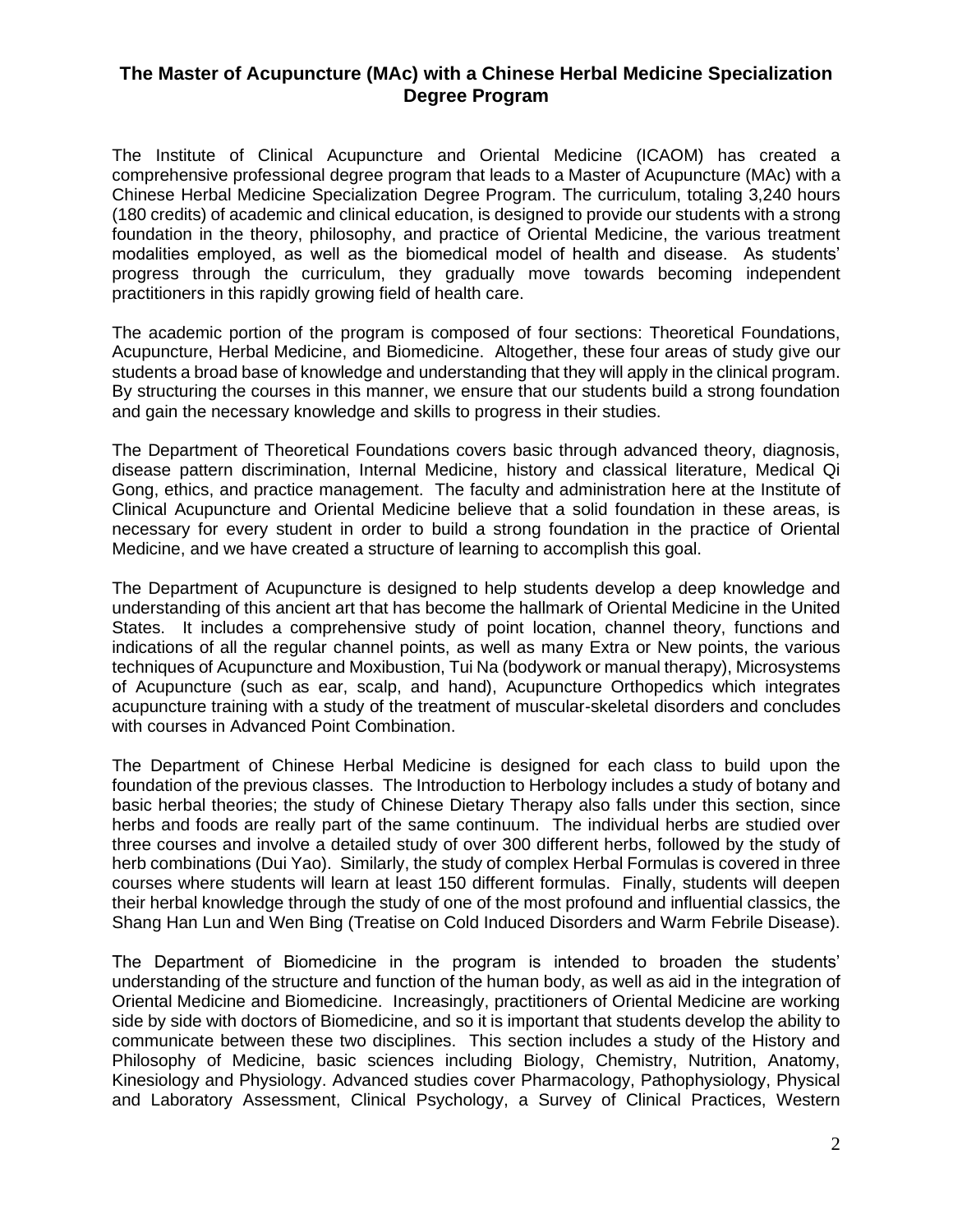## The Master of Acupuncture (MAc) with a Chinese Herbal Medicine Specialization Degree Program

The Institute of Clinical Acupuncture and Oriental Medicine (ICAOM) has created a comprehensive professional degree program that leads to a Master of Acupuncture (MAc) with a Chinese Herbal Medicine Specialization Degree Program. The curriculum, totaling 3,240 hours (180 credits) of academic and clinical education, is designed to provide our students with a strong foundation in the theory, philosophy, and practice of Oriental Medicine, the various treatment modalities employed, as well as the biomedical model of health and disease. As students' progress through the curriculum, they gradually move towards becoming independent practitioners in this rapidly growing field of health care.

The academic portion of the program is composed of four sections: Theoretical Foundations, Acupuncture, Herbal Medicine, and Biomedicine. Altogether, these four areas of study give our students a broad base of knowledge and understanding that they will apply in the clinical program. By structuring the courses in this manner, we ensure that our students build a strong foundation and gain the necessary knowledge and skills to progress in their studies.

The Department of Theoretical Foundations covers basic through advanced theory, diagnosis, disease pattern discrimination, Internal Medicine, history and classical literature, Medical Qi Gong, ethics, and practice management. The faculty and administration here at the Institute of Clinical Acupuncture and Oriental Medicine believe that a solid foundation in these areas, is necessary for every student in order to build a strong foundation in the practice of Oriental Medicine, and we have created a structure of learning to accomplish this goal.

The Department of Acupuncture is designed to help students develop a deep knowledge and understanding of this ancient art that has become the hallmark of Oriental Medicine in the United States. It includes a comprehensive study of point location, channel theory, functions and indications of all the regular channel points, as well as many Extra or New points, the various techniques of Acupuncture and Moxibustion, Tui Na (bodywork or manual therapy), Microsystems of Acupuncture (such as ear, scalp, and hand), Acupuncture Orthopedics which integrates acupuncture training with a study of the treatment of muscular-skeletal disorders and concludes with courses in Advanced Point Combination.

The Department of Chinese Herbal Medicine is designed for each class to build upon the foundation of the previous classes. The Introduction to Herbology includes a study of botany and basic herbal theories; the study of Chinese Dietary Therapy also falls under this section, since herbs and foods are really part of the same continuum. The individual herbs are studied over three courses and involve a detailed study of over 300 different herbs, followed by the study of herb combinations (Dui Yao). Similarly, the study of complex Herbal Formulas is covered in three courses where students will learn at least 150 different formulas. Finally, students will deepen their herbal knowledge through the study of one of the most profound and influential classics, the Shang Han Lun and Wen Bing (Treatise on Cold Induced Disorders and Warm Febrile Disease).

The Department of Biomedicine in the program is intended to broaden the students' understanding of the structure and function of the human body, as well as aid in the integration of Oriental Medicine and Biomedicine. Increasingly, practitioners of Oriental Medicine are working side by side with doctors of Biomedicine, and so it is important that students develop the ability to communicate between these two disciplines. This section includes a study of the History and Philosophy of Medicine, basic sciences including Biology, Chemistry, Nutrition, Anatomy, Kinesiology and Physiology. Advanced studies cover Pharmacology, Pathophysiology, Physical and Laboratory Assessment, Clinical Psychology, a Survey of Clinical Practices, Western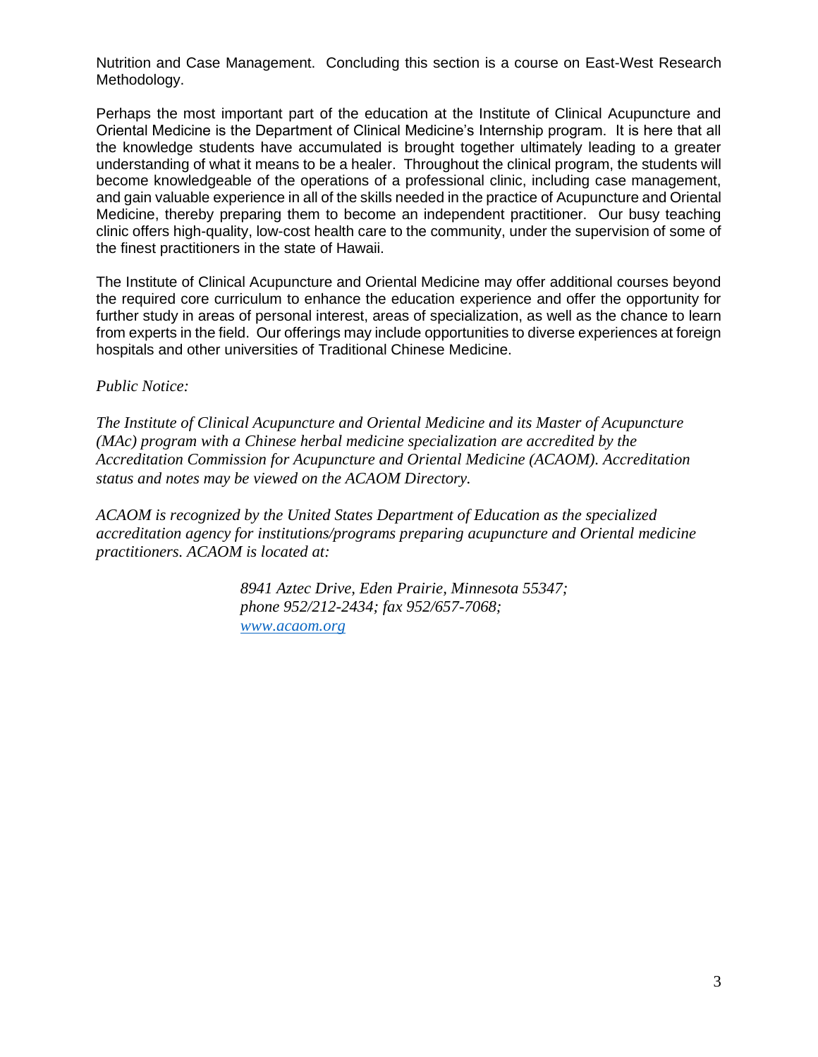Nutrition and Case Management. Concluding this section is a course on East-West Research Methodology.

Perhaps the most important part of the education at the Institute of Clinical Acupuncture and Oriental Medicine is the Department of Clinical Medicine's Internship program. It is here that all the knowledge students have accumulated is brought together ultimately leading to a greater understanding of what it means to be a healer. Throughout the clinical program, the students will become knowledgeable of the operations of a professional clinic, including case management, and gain valuable experience in all of the skills needed in the practice of Acupuncture and Oriental Medicine, thereby preparing them to become an independent practitioner. Our busy teaching clinic offers high-quality, low-cost health care to the community, under the supervision of some of the finest practitioners in the state of Hawaii.

The Institute of Clinical Acupuncture and Oriental Medicine may offer additional courses beyond the required core curriculum to enhance the education experience and offer the opportunity for further study in areas of personal interest, areas of specialization, as well as the chance to learn from experts in the field. Our offerings may include opportunities to diverse experiences at foreign hospitals and other universities of Traditional Chinese Medicine.

*Public Notice:*

*The Institute of Clinical Acupuncture and Oriental Medicine and its Master of Acupuncture (MAc) program with a Chinese herbal medicine specialization are accredited by the Accreditation Commission for Acupuncture and Oriental Medicine (ACAOM). Accreditation status and notes may be viewed on the ACAOM Directory.*

*ACAOM is recognized by the United States Department of Education as the specialized accreditation agency for institutions/programs preparing acupuncture and Oriental medicine practitioners. ACAOM is located at:*

> *8941 Aztec Drive, Eden Prairie, Minnesota 55347;*
> *phone 952/212-2434; fax 952/657-7068;*
> *[www.acaom.org](http://www.acaom.org)*